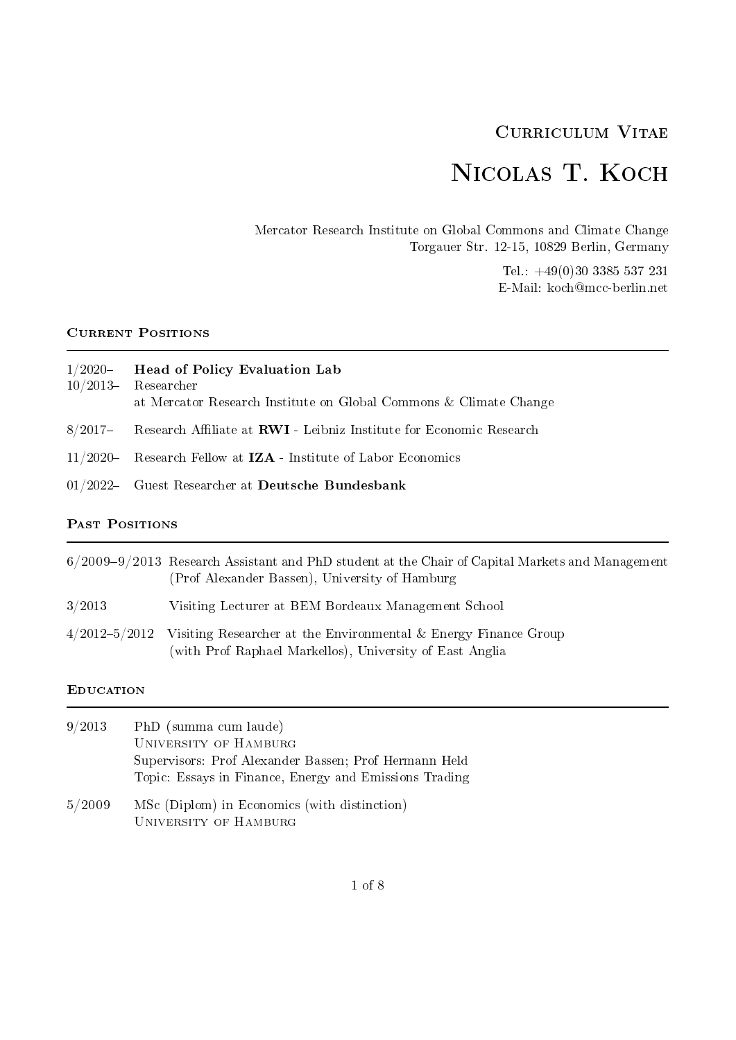# Curriculum Vitae

# Nicolas T. Koch

Mercator Research Institute on Global Commons and Climate Change
Torgauer Str. 12-15, 10829 Berlin, Germany

Tel.: +49(0)30 3385 537 231
E-Mail: koch@mcc-berlin.net

## Current Positions

1/2020– **Head of Policy Evaluation Lab**
10/2013– Researcher
at Mercator Research Institute on Global Commons & Climate Change

8/2017– Research Affiliate at **RWI** - Leibniz Institute for Economic Research

11/2020– Research Fellow at **IZA** - Institute of Labor Economics

01/2022– Guest Researcher at **Deutsche Bundesbank**

## Past Positions

6/2009–9/2013 Research Assistant and PhD student at the Chair of Capital Markets and Management (Prof Alexander Bassen), University of Hamburg

3/2013 Visiting Lecturer at BEM Bordeaux Management School

4/2012–5/2012 Visiting Researcher at the Environmental & Energy Finance Group (with Prof Raphael Markellos), University of East Anglia

## Education

9/2013 PhD (summa cum laude)
University of Hamburg
Supervisors: Prof Alexander Bassen; Prof Hermann Held
Topic: Essays in Finance, Energy and Emissions Trading

5/2009 MSc (Diplom) in Economics (with distinction)
University of Hamburg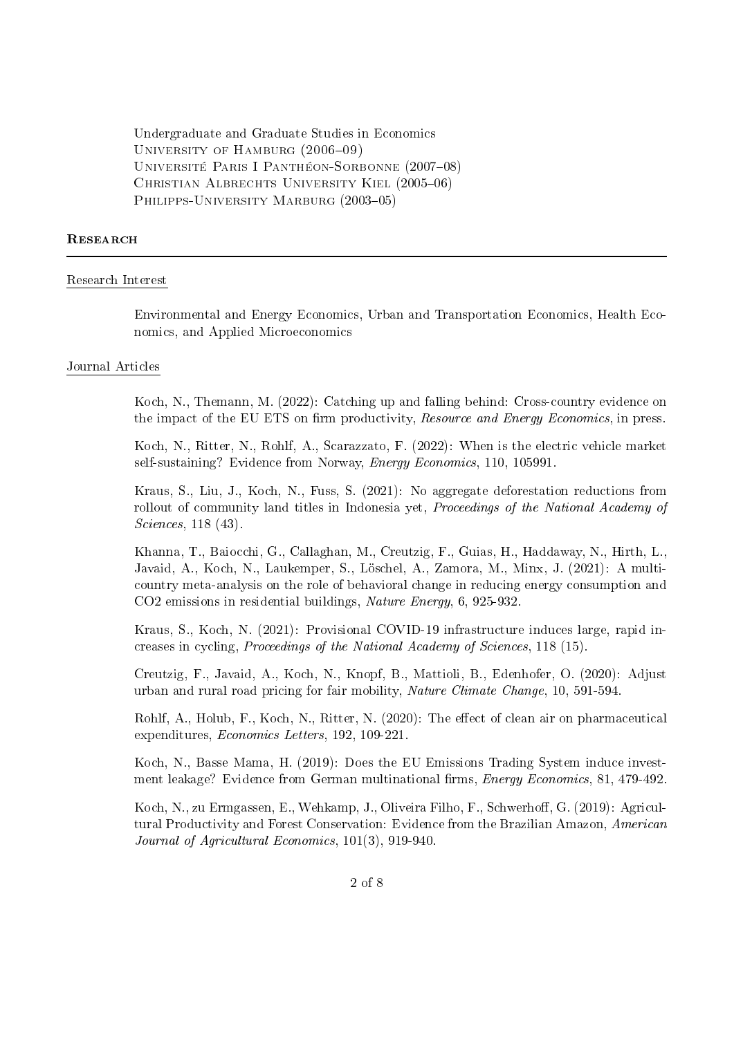Undergraduate and Graduate Studies in Economics
University of Hamburg (2006–09)
Université Paris I Panthéon-Sorbonne (2007–08)
Christian Albrechts University Kiel (2005–06)
Philipps-University Marburg (2003–05)

## Research

### Research Interest

Environmental and Energy Economics, Urban and Transportation Economics, Health Economics, and Applied Microeconomics

### Journal Articles

Koch, N., Themann, M. (2022): Catching up and falling behind: Cross-country evidence on the impact of the EU ETS on firm productivity, *Resource and Energy Economics*, in press.

Koch, N., Ritter, N., Rohlf, A., Scarazzato, F. (2022): When is the electric vehicle market self-sustaining? Evidence from Norway, *Energy Economics*, 110, 105991.

Kraus, S., Liu, J., Koch, N., Fuss, S. (2021): No aggregate deforestation reductions from rollout of community land titles in Indonesia yet, *Proceedings of the National Academy of Sciences*, 118 (43).

Khanna, T., Baiocchi, G., Callaghan, M., Creutzig, F., Guias, H., Haddaway, N., Hirth, L., Javaid, A., Koch, N., Laukemper, S., Löschel, A., Zamora, M., Minx, J. (2021): A multi-country meta-analysis on the role of behavioral change in reducing energy consumption and CO2 emissions in residential buildings, *Nature Energy*, 6, 925-932.

Kraus, S., Koch, N. (2021): Provisional COVID-19 infrastructure induces large, rapid increases in cycling, *Proceedings of the National Academy of Sciences*, 118 (15).

Creutzig, F., Javaid, A., Koch, N., Knopf, B., Mattioli, B., Edenhofer, O. (2020): Adjust urban and rural road pricing for fair mobility, *Nature Climate Change*, 10, 591-594.

Rohlf, A., Holub, F., Koch, N., Ritter, N. (2020): The effect of clean air on pharmaceutical expenditures, *Economics Letters*, 192, 109-221.

Koch, N., Basse Mama, H. (2019): Does the EU Emissions Trading System induce investment leakage? Evidence from German multinational firms, *Energy Economics*, 81, 479-492.

Koch, N., zu Ermgassen, E., Wehkamp, J., Oliveira Filho, F., Schwerhoff, G. (2019): Agricultural Productivity and Forest Conservation: Evidence from the Brazilian Amazon, *American Journal of Agricultural Economics*, 101(3), 919-940.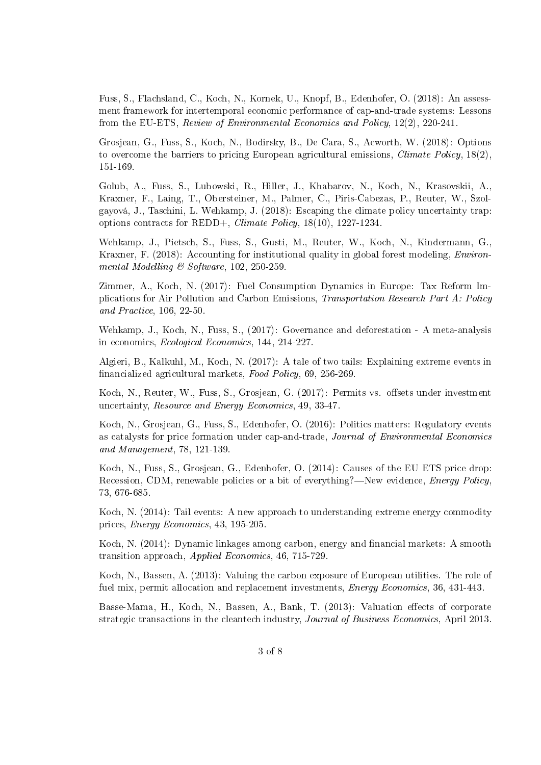Fuss, S., Flachsland, C., Koch, N., Kornek, U., Knopf, B., Edenhofer, O. (2018): An assessment framework for intertemporal economic performance of cap-and-trade systems: Lessons from the EU-ETS, *Review of Environmental Economics and Policy*, 12(2), 220-241.

Grosjean, G., Fuss, S., Koch, N., Bodirsky, B., De Cara, S., Acworth, W. (2018): Options to overcome the barriers to pricing European agricultural emissions, *Climate Policy*, 18(2), 151-169.

Golub, A., Fuss, S., Lubowski, R., Hiller, J., Khabarov, N., Koch, N., Krasovskii, A., Kraxner, F., Laing, T., Obersteiner, M., Palmer, C., Piris-Cabezas, P., Reuter, W., Szolgayová, J., Taschini, L. Wehkamp, J. (2018): Escaping the climate policy uncertainty trap: options contracts for REDD+, *Climate Policy*, 18(10), 1227-1234.

Wehkamp, J., Pietsch, S., Fuss, S., Gusti, M., Reuter, W., Koch, N., Kindermann, G., Kraxner, F. (2018): Accounting for institutional quality in global forest modeling, *Environmental Modelling & Software*, 102, 250-259.

Zimmer, A., Koch, N. (2017): Fuel Consumption Dynamics in Europe: Tax Reform Implications for Air Pollution and Carbon Emissions, *Transportation Research Part A: Policy and Practice*, 106, 22-50.

Wehkamp, J., Koch, N., Fuss, S., (2017): Governance and deforestation - A meta-analysis in economics, *Ecological Economics*, 144, 214-227.

Algieri, B., Kalkuhl, M., Koch, N. (2017): A tale of two tails: Explaining extreme events in financialized agricultural markets, *Food Policy*, 69, 256-269.

Koch, N., Reuter, W., Fuss, S., Grosjean, G. (2017): Permits vs. offsets under investment uncertainty, *Resource and Energy Economics*, 49, 33-47.

Koch, N., Grosjean, G., Fuss, S., Edenhofer, O. (2016): Politics matters: Regulatory events as catalysts for price formation under cap-and-trade, *Journal of Environmental Economics and Management*, 78, 121-139.

Koch, N., Fuss, S., Grosjean, G., Edenhofer, O. (2014): Causes of the EU ETS price drop: Recession, CDM, renewable policies or a bit of everything?—New evidence, *Energy Policy*, 73, 676-685.

Koch, N. (2014): Tail events: A new approach to understanding extreme energy commodity prices, *Energy Economics*, 43, 195-205.

Koch, N. (2014): Dynamic linkages among carbon, energy and financial markets: A smooth transition approach, *Applied Economics*, 46, 715-729.

Koch, N., Bassen, A. (2013): Valuing the carbon exposure of European utilities. The role of fuel mix, permit allocation and replacement investments, *Energy Economics*, 36, 431-443.

Basse-Mama, H., Koch, N., Bassen, A., Bank, T. (2013): Valuation effects of corporate strategic transactions in the cleantech industry, *Journal of Business Economics*, April 2013.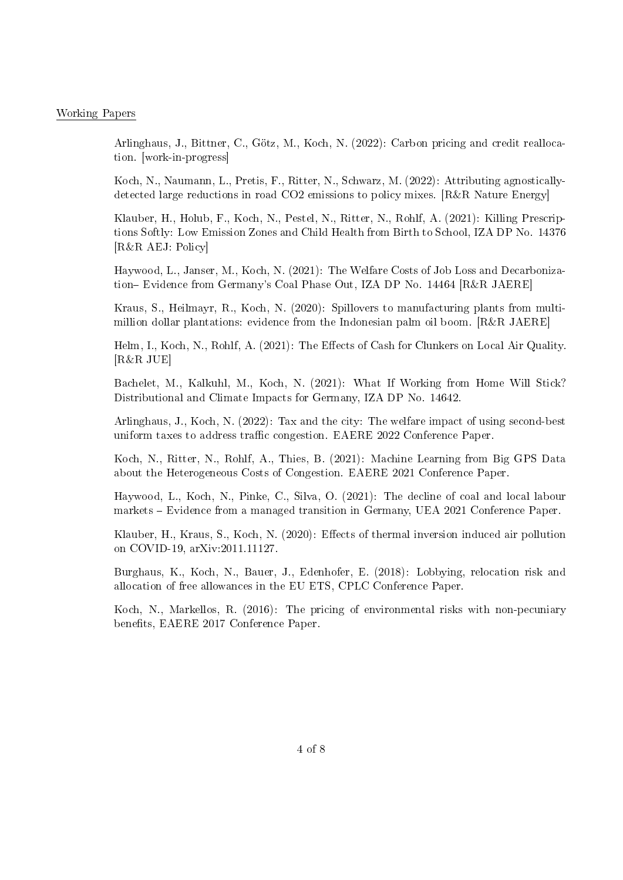## Working Papers

Arlinghaus, J., Bittner, C., Götz, M., Koch, N. (2022): Carbon pricing and credit reallocation. [work-in-progress]

Koch, N., Naumann, L., Pretis, F., Ritter, N., Schwarz, M. (2022): Attributing agnostically-detected large reductions in road CO2 emissions to policy mixes. [R&R Nature Energy]

Klauber, H., Holub, F., Koch, N., Pestel, N., Ritter, N., Rohlf, A. (2021): Killing Prescriptions Softly: Low Emission Zones and Child Health from Birth to School, IZA DP No. 14376 [R&R AEJ: Policy]

Haywood, L., Janser, M., Koch, N. (2021): The Welfare Costs of Job Loss and Decarbonization– Evidence from Germany's Coal Phase Out, IZA DP No. 14464 [R&R JAERE]

Kraus, S., Heilmayr, R., Koch, N. (2020): Spillovers to manufacturing plants from multi-million dollar plantations: evidence from the Indonesian palm oil boom. [R&R JAERE]

Helm, I., Koch, N., Rohlf, A. (2021): The Effects of Cash for Clunkers on Local Air Quality. [R&R JUE]

Bachelet, M., Kalkuhl, M., Koch, N. (2021): What If Working from Home Will Stick? Distributional and Climate Impacts for Germany, IZA DP No. 14642.

Arlinghaus, J., Koch, N. (2022): Tax and the city: The welfare impact of using second-best uniform taxes to address traffic congestion. EAERE 2022 Conference Paper.

Koch, N., Ritter, N., Rohlf, A., Thies, B. (2021): Machine Learning from Big GPS Data about the Heterogeneous Costs of Congestion. EAERE 2021 Conference Paper.

Haywood, L., Koch, N., Pinke, C., Silva, O. (2021): The decline of coal and local labour markets – Evidence from a managed transition in Germany, UEA 2021 Conference Paper.

Klauber, H., Kraus, S., Koch, N. (2020): Effects of thermal inversion induced air pollution on COVID-19, arXiv:2011.11127.

Burghaus, K., Koch, N., Bauer, J., Edenhofer, E. (2018): Lobbying, relocation risk and allocation of free allowances in the EU ETS, CPLC Conference Paper.

Koch, N., Markellos, R. (2016): The pricing of environmental risks with non-pecuniary benefits, EAERE 2017 Conference Paper.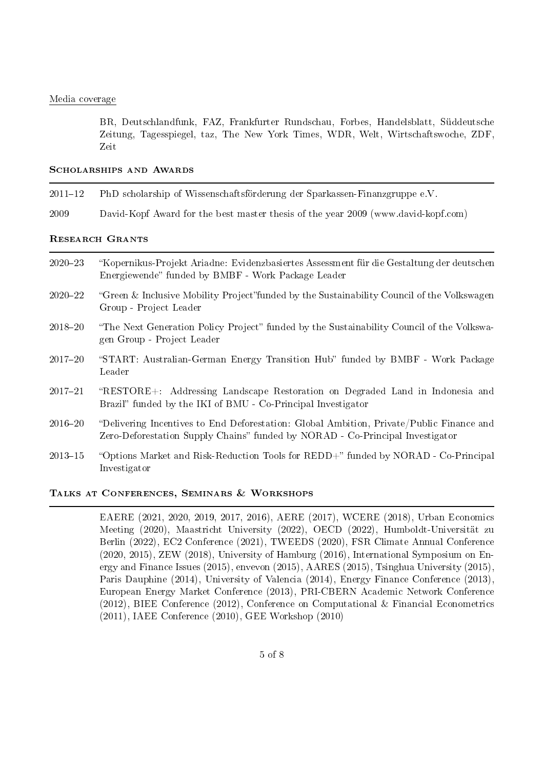Media coverage

BR, Deutschlandfunk, FAZ, Frankfurter Rundschau, Forbes, Handelsblatt, Süddeutsche Zeitung, Tagesspiegel, taz, The New York Times, WDR, Welt, Wirtschaftswoche, ZDF, Zeit

## Scholarships and Awards

| | |
|---|---|
| 2011–12 | PhD scholarship of Wissenschaftsförderung der Sparkassen-Finanzgruppe e.V. |
| 2009 | David-Kopf Award for the best master thesis of the year 2009 (www.david-kopf.com) |

## Research Grants

| | |
|---|---|
| 2020–23 | "Kopernikus-Projekt Ariadne: Evidenzbasiertes Assessment für die Gestaltung der deutschen Energiewende" funded by BMBF - Work Package Leader |
| 2020–22 | "Green & Inclusive Mobility Project"funded by the Sustainability Council of the Volkswagen Group - Project Leader |
| 2018–20 | "The Next Generation Policy Project" funded by the Sustainability Council of the Volkswagen Group - Project Leader |
| 2017–20 | "START: Australian-German Energy Transition Hub" funded by BMBF - Work Package Leader |
| 2017–21 | "RESTORE+: Addressing Landscape Restoration on Degraded Land in Indonesia and Brazil" funded by the IKI of BMU - Co-Principal Investigator |
| 2016–20 | "Delivering Incentives to End Deforestation: Global Ambition, Private/Public Finance and Zero-Deforestation Supply Chains" funded by NORAD - Co-Principal Investigator |
| 2013–15 | "Options Market and Risk-Reduction Tools for REDD+" funded by NORAD - Co-Principal Investigator |

## Talks at Conferences, Seminars & Workshops

EAERE (2021, 2020, 2019, 2017, 2016), AERE (2017), WCERE (2018), Urban Economics Meeting (2020), Maastricht University (2022), OECD (2022), Humboldt-Universität zu Berlin (2022), EC2 Conference (2021), TWEEDS (2020), FSR Climate Annual Conference (2020, 2015), ZEW (2018), University of Hamburg (2016), International Symposium on Energy and Finance Issues (2015), envevon (2015), AARES (2015), Tsinghua University (2015), Paris Dauphine (2014), University of Valencia (2014), Energy Finance Conference (2013), European Energy Market Conference (2013), PRI-CBERN Academic Network Conference (2012), BIEE Conference (2012), Conference on Computational & Financial Econometrics (2011), IAEE Conference (2010), GEE Workshop (2010)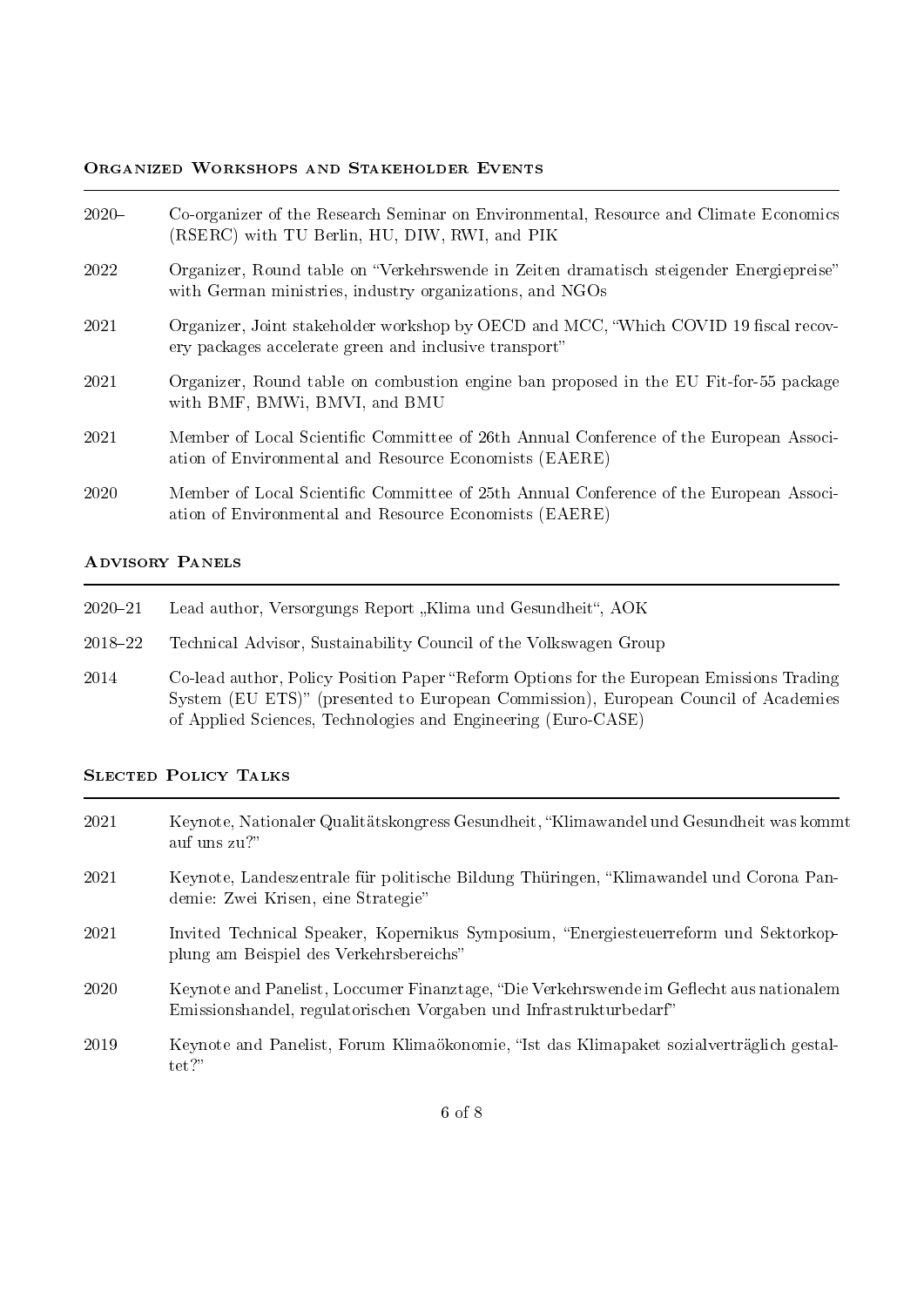## Organized Workshops and Stakeholder Events

- **2020–** Co-organizer of the Research Seminar on Environmental, Resource and Climate Economics (RSERC) with TU Berlin, HU, DIW, RWI, and PIK
- **2022** Organizer, Round table on "Verkehrswende in Zeiten dramatisch steigender Energiepreise" with German ministries, industry organizations, and NGOs
- **2021** Organizer, Joint stakeholder workshop by OECD and MCC, "Which COVID 19 fiscal recovery packages accelerate green and inclusive transport"
- **2021** Organizer, Round table on combustion engine ban proposed in the EU Fit-for-55 package with BMF, BMWi, BMVI, and BMU
- **2021** Member of Local Scientific Committee of 26th Annual Conference of the European Association of Environmental and Resource Economists (EAERE)
- **2020** Member of Local Scientific Committee of 25th Annual Conference of the European Association of Environmental and Resource Economists (EAERE)

## Advisory Panels

- **2020–21** Lead author, Versorgungs Report „Klima und Gesundheit“, AOK
- **2018–22** Technical Advisor, Sustainability Council of the Volkswagen Group
- **2014** Co-lead author, Policy Position Paper "Reform Options for the European Emissions Trading System (EU ETS)" (presented to European Commission), European Council of Academies of Applied Sciences, Technologies and Engineering (Euro-CASE)

## Slected Policy Talks

- **2021** Keynote, Nationaler Qualitätskongress Gesundheit, "Klimawandel und Gesundheit was kommt auf uns zu?"
- **2021** Keynote, Landeszentrale für politische Bildung Thüringen, "Klimawandel und Corona Pandemie: Zwei Krisen, eine Strategie"
- **2021** Invited Technical Speaker, Kopernikus Symposium, "Energiesteuerreform und Sektorkopplung am Beispiel des Verkehrsbereichs"
- **2020** Keynote and Panelist, Loccumer Finanztage, "Die Verkehrswende im Geflecht aus nationalem Emissionshandel, regulatorischen Vorgaben und Infrastrukturbedarf"
- **2019** Keynote and Panelist, Forum Klimaökonomie, "Ist das Klimapaket sozialverträglich gestaltet?"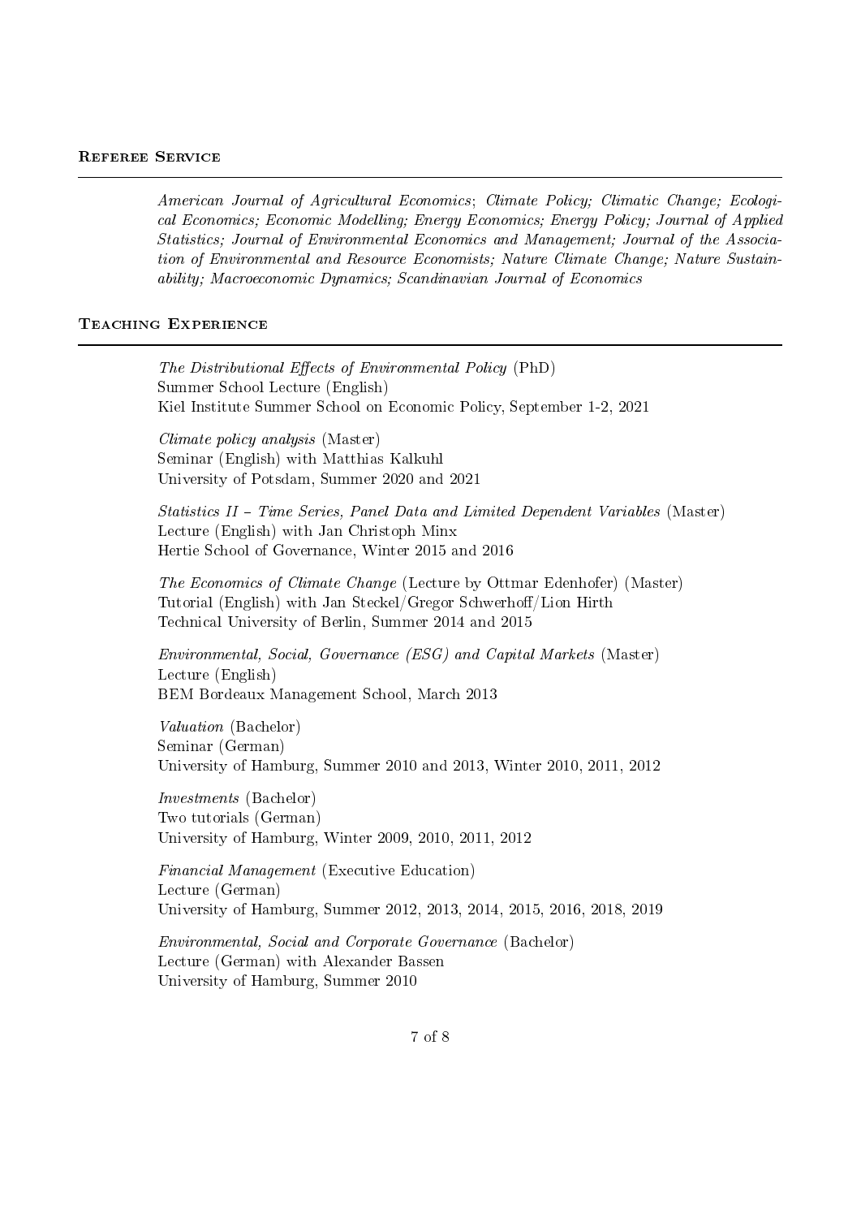## Referee Service

*American Journal of Agricultural Economics*; *Climate Policy; Climatic Change; Ecological Economics; Economic Modelling; Energy Economics; Energy Policy; Journal of Applied Statistics; Journal of Environmental Economics and Management; Journal of the Association of Environmental and Resource Economists; Nature Climate Change; Nature Sustainability; Macroeconomic Dynamics; Scandinavian Journal of Economics*

## Teaching Experience

*The Distributional Effects of Environmental Policy* (PhD)
Summer School Lecture (English)
Kiel Institute Summer School on Economic Policy, September 1-2, 2021

*Climate policy analysis* (Master)
Seminar (English) with Matthias Kalkuhl
University of Potsdam, Summer 2020 and 2021

*Statistics II – Time Series, Panel Data and Limited Dependent Variables* (Master)
Lecture (English) with Jan Christoph Minx
Hertie School of Governance, Winter 2015 and 2016

*The Economics of Climate Change* (Lecture by Ottmar Edenhofer) (Master)
Tutorial (English) with Jan Steckel/Gregor Schwerhoff/Lion Hirth
Technical University of Berlin, Summer 2014 and 2015

*Environmental, Social, Governance (ESG) and Capital Markets* (Master)
Lecture (English)
BEM Bordeaux Management School, March 2013

*Valuation* (Bachelor)
Seminar (German)
University of Hamburg, Summer 2010 and 2013, Winter 2010, 2011, 2012

*Investments* (Bachelor)
Two tutorials (German)
University of Hamburg, Winter 2009, 2010, 2011, 2012

*Financial Management* (Executive Education)
Lecture (German)
University of Hamburg, Summer 2012, 2013, 2014, 2015, 2016, 2018, 2019

*Environmental, Social and Corporate Governance* (Bachelor)
Lecture (German) with Alexander Bassen
University of Hamburg, Summer 2010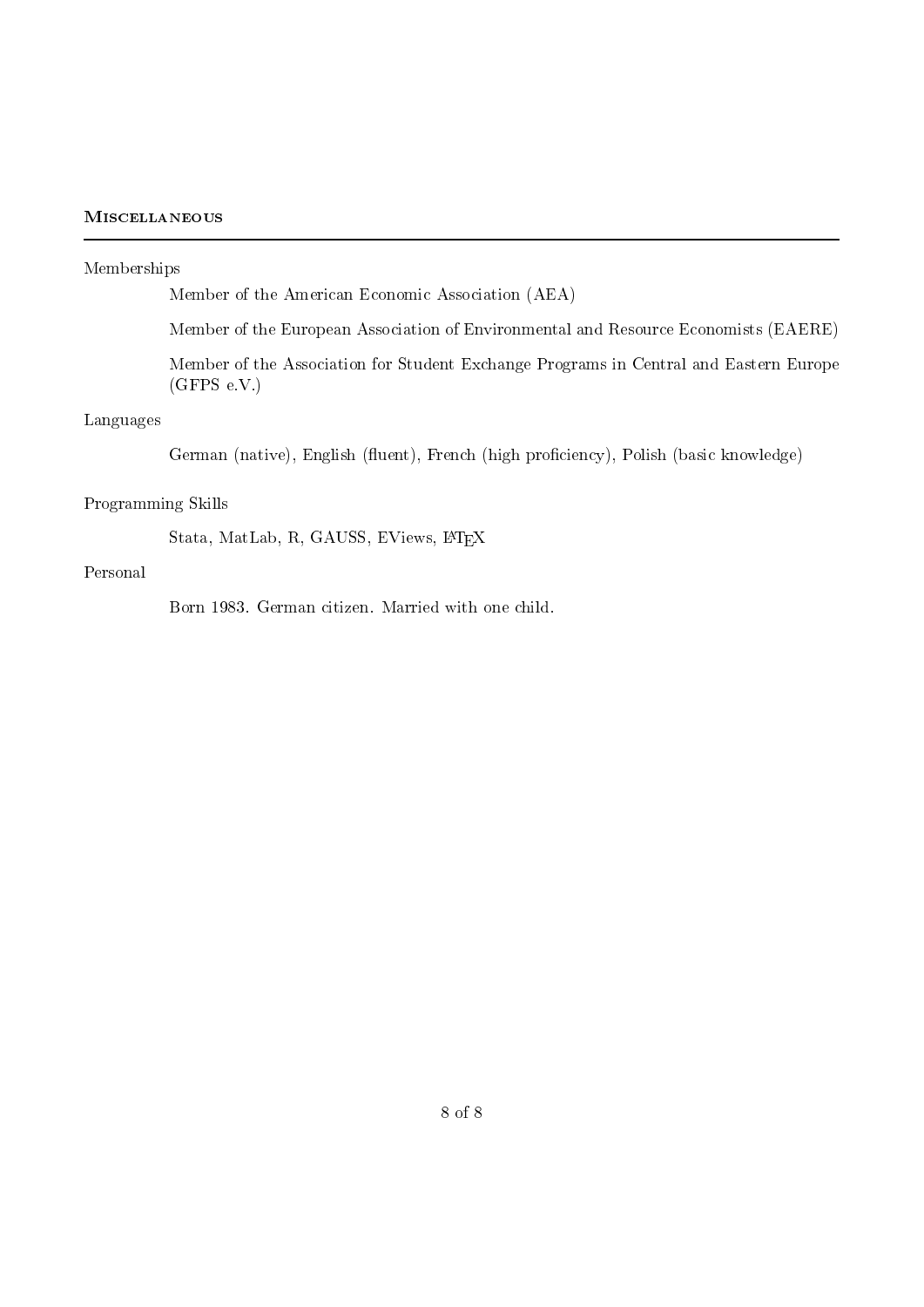## Miscellaneous

Memberships

Member of the American Economic Association (AEA)

Member of the European Association of Environmental and Resource Economists (EAERE)

Member of the Association for Student Exchange Programs in Central and Eastern Europe (GFPS e.V.)

Languages

German (native), English (fluent), French (high proficiency), Polish (basic knowledge)

Programming Skills

Stata, MatLab, R, GAUSS, EViews, LaTeX

Personal

Born 1983. German citizen. Married with one child.